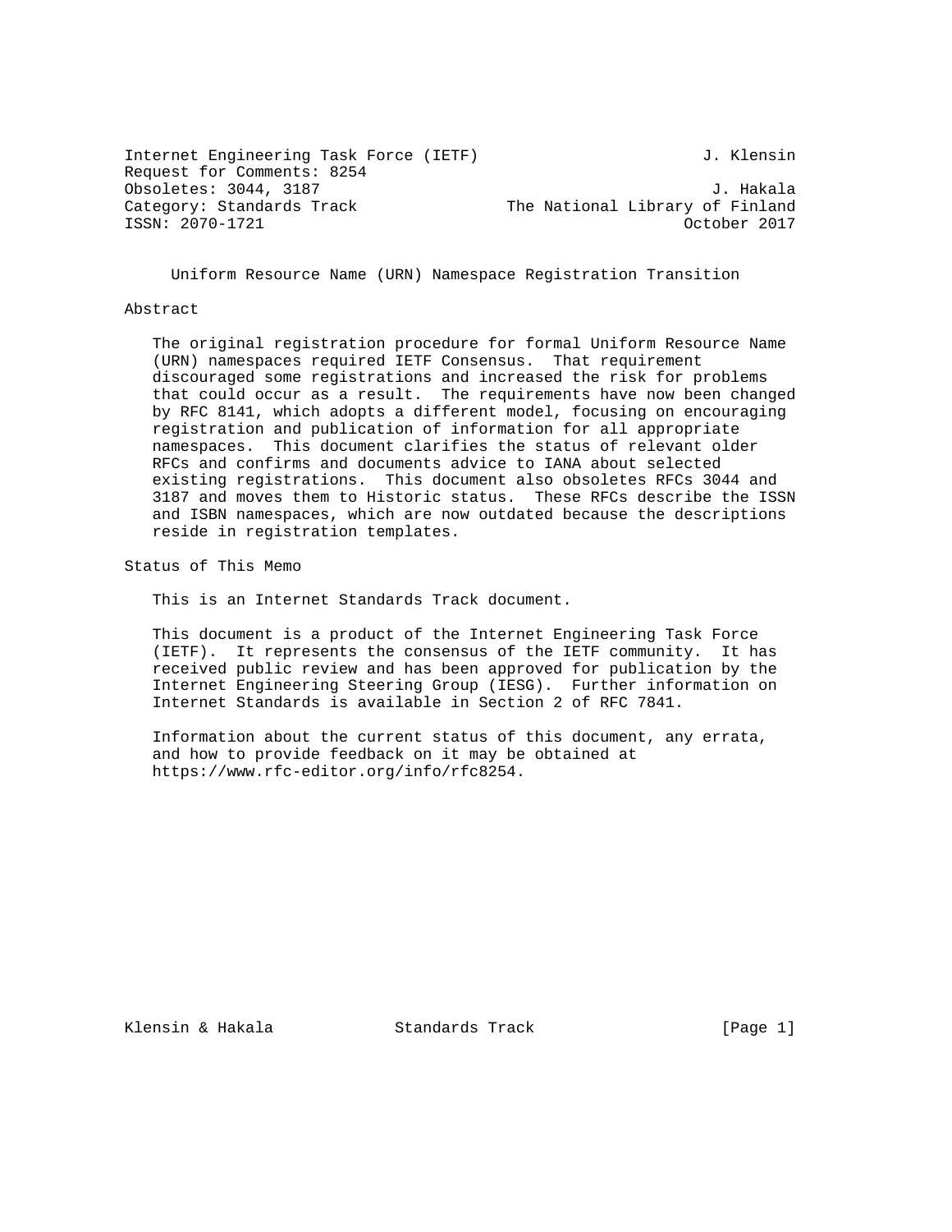Internet Engineering Task Force (IETF) J. Klensin
Request for Comments: 8254
Obsoletes: 3044, 3187 J. Hakala
Category: Standards Track The National Library of Finland
ISSN: 2070-1721 October 2017

# Uniform Resource Name (URN) Namespace Registration Transition

## Abstract

The original registration procedure for formal Uniform Resource Name (URN) namespaces required IETF Consensus. That requirement discouraged some registrations and increased the risk for problems that could occur as a result. The requirements have now been changed by RFC 8141, which adopts a different model, focusing on encouraging registration and publication of information for all appropriate namespaces. This document clarifies the status of relevant older RFCs and confirms and documents advice to IANA about selected existing registrations. This document also obsoletes RFCs 3044 and 3187 and moves them to Historic status. These RFCs describe the ISSN and ISBN namespaces, which are now outdated because the descriptions reside in registration templates.

## Status of This Memo

This is an Internet Standards Track document.

This document is a product of the Internet Engineering Task Force (IETF). It represents the consensus of the IETF community. It has received public review and has been approved for publication by the Internet Engineering Steering Group (IESG). Further information on Internet Standards is available in Section 2 of RFC 7841.

Information about the current status of this document, any errata, and how to provide feedback on it may be obtained at https://www.rfc-editor.org/info/rfc8254.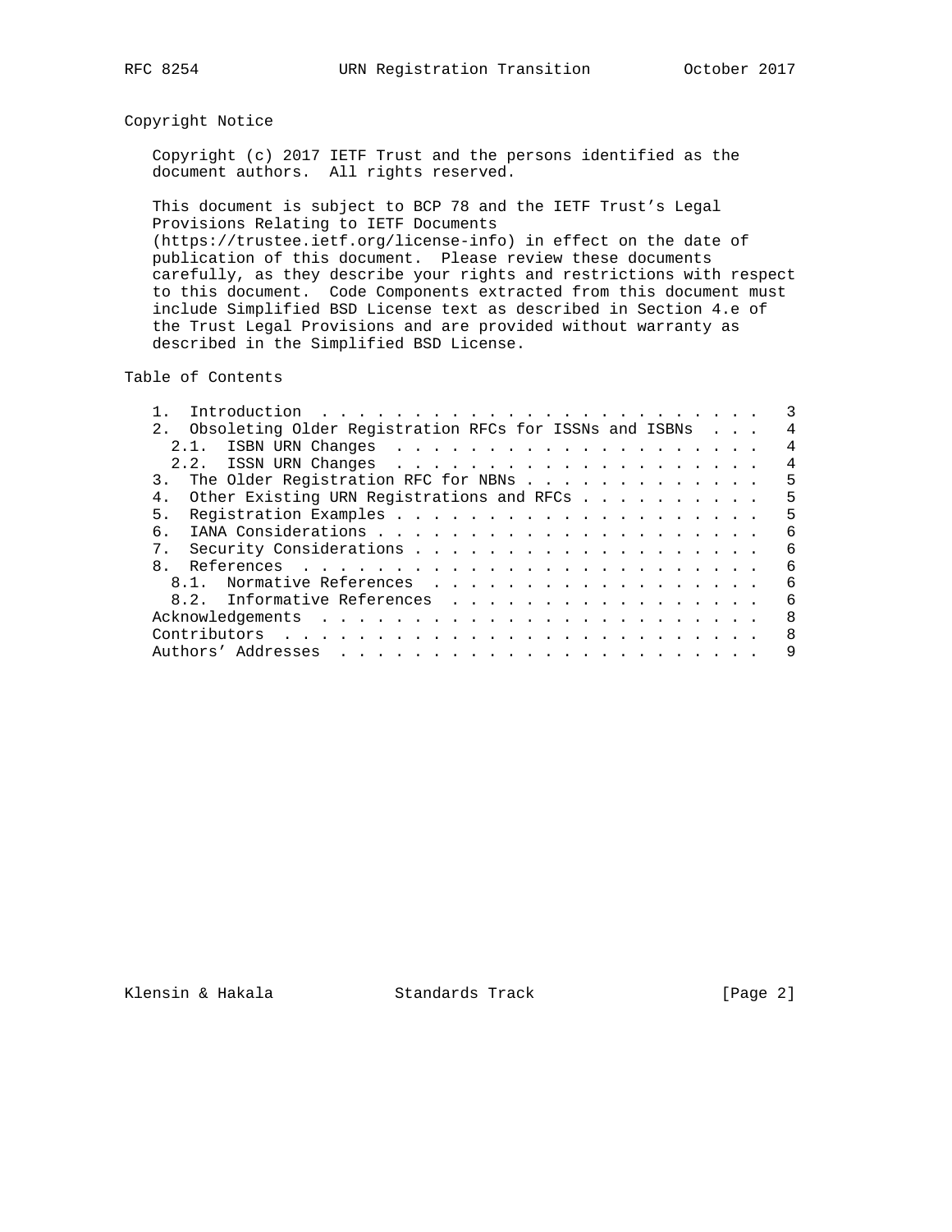## Copyright Notice

Copyright (c) 2017 IETF Trust and the persons identified as the document authors. All rights reserved.

This document is subject to BCP 78 and the IETF Trust's Legal Provisions Relating to IETF Documents (https://trustee.ietf.org/license-info) in effect on the date of publication of this document. Please review these documents carefully, as they describe your rights and restrictions with respect to this document. Code Components extracted from this document must include Simplified BSD License text as described in Section 4.e of the Trust Legal Provisions and are provided without warranty as described in the Simplified BSD License.

## Table of Contents

```
   1.  Introduction . . . . . . . . . . . . . . . . . . . . . . . .   3
   2.  Obsoleting Older Registration RFCs for ISSNs and ISBNs  . . .   4
     2.1.  ISBN URN Changes  . . . . . . . . . . . . . . . . . . . .   4
     2.2.  ISSN URN Changes  . . . . . . . . . . . . . . . . . . . .   4
   3.  The Older Registration RFC for NBNs . . . . . . . . . . . . .   5
   4.  Other Existing URN Registrations and RFCs . . . . . . . . . .   5
   5.  Registration Examples . . . . . . . . . . . . . . . . . . . .   5
   6.  IANA Considerations . . . . . . . . . . . . . . . . . . . . .   6
   7.  Security Considerations . . . . . . . . . . . . . . . . . . .   6
   8.  References  . . . . . . . . . . . . . . . . . . . . . . . . .   6
     8.1.  Normative References  . . . . . . . . . . . . . . . . . .   6
     8.2.  Informative References  . . . . . . . . . . . . . . . . .   6
   Acknowledgements  . . . . . . . . . . . . . . . . . . . . . . . .   8
   Contributors  . . . . . . . . . . . . . . . . . . . . . . . . . .   8
   Authors' Addresses  . . . . . . . . . . . . . . . . . . . . . . .   9
```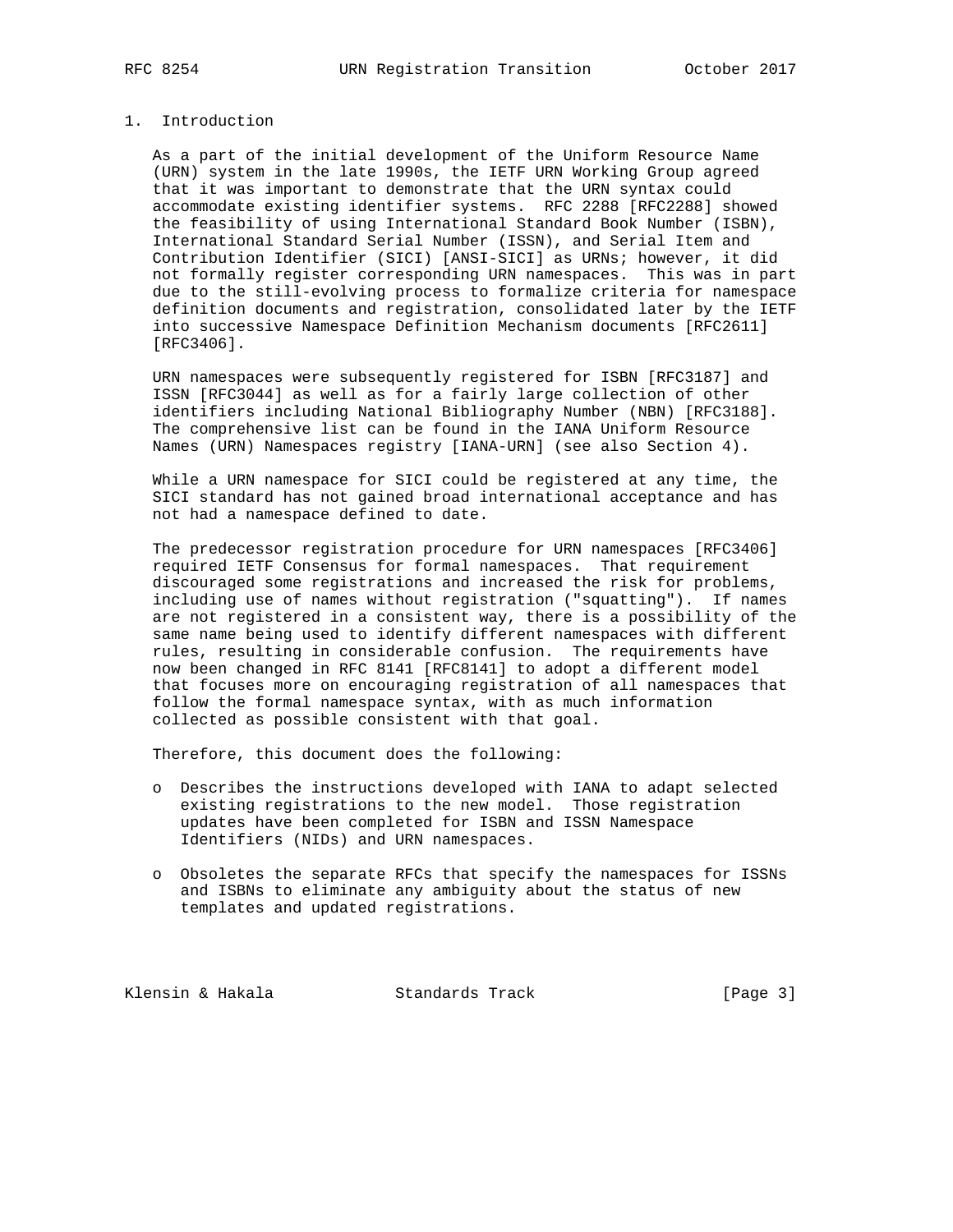# 1. Introduction

As a part of the initial development of the Uniform Resource Name (URN) system in the late 1990s, the IETF URN Working Group agreed that it was important to demonstrate that the URN syntax could accommodate existing identifier systems. RFC 2288 [RFC2288] showed the feasibility of using International Standard Book Number (ISBN), International Standard Serial Number (ISSN), and Serial Item and Contribution Identifier (SICI) [ANSI-SICI] as URNs; however, it did not formally register corresponding URN namespaces. This was in part due to the still-evolving process to formalize criteria for namespace definition documents and registration, consolidated later by the IETF into successive Namespace Definition Mechanism documents [RFC2611] [RFC3406].

URN namespaces were subsequently registered for ISBN [RFC3187] and ISSN [RFC3044] as well as for a fairly large collection of other identifiers including National Bibliography Number (NBN) [RFC3188]. The comprehensive list can be found in the IANA Uniform Resource Names (URN) Namespaces registry [IANA-URN] (see also Section 4).

While a URN namespace for SICI could be registered at any time, the SICI standard has not gained broad international acceptance and has not had a namespace defined to date.

The predecessor registration procedure for URN namespaces [RFC3406] required IETF Consensus for formal namespaces. That requirement discouraged some registrations and increased the risk for problems, including use of names without registration ("squatting"). If names are not registered in a consistent way, there is a possibility of the same name being used to identify different namespaces with different rules, resulting in considerable confusion. The requirements have now been changed in RFC 8141 [RFC8141] to adopt a different model that focuses more on encouraging registration of all namespaces that follow the formal namespace syntax, with as much information collected as possible consistent with that goal.

Therefore, this document does the following:

- Describes the instructions developed with IANA to adapt selected existing registrations to the new model. Those registration updates have been completed for ISBN and ISSN Namespace Identifiers (NIDs) and URN namespaces.
- Obsoletes the separate RFCs that specify the namespaces for ISSNs and ISBNs to eliminate any ambiguity about the status of new templates and updated registrations.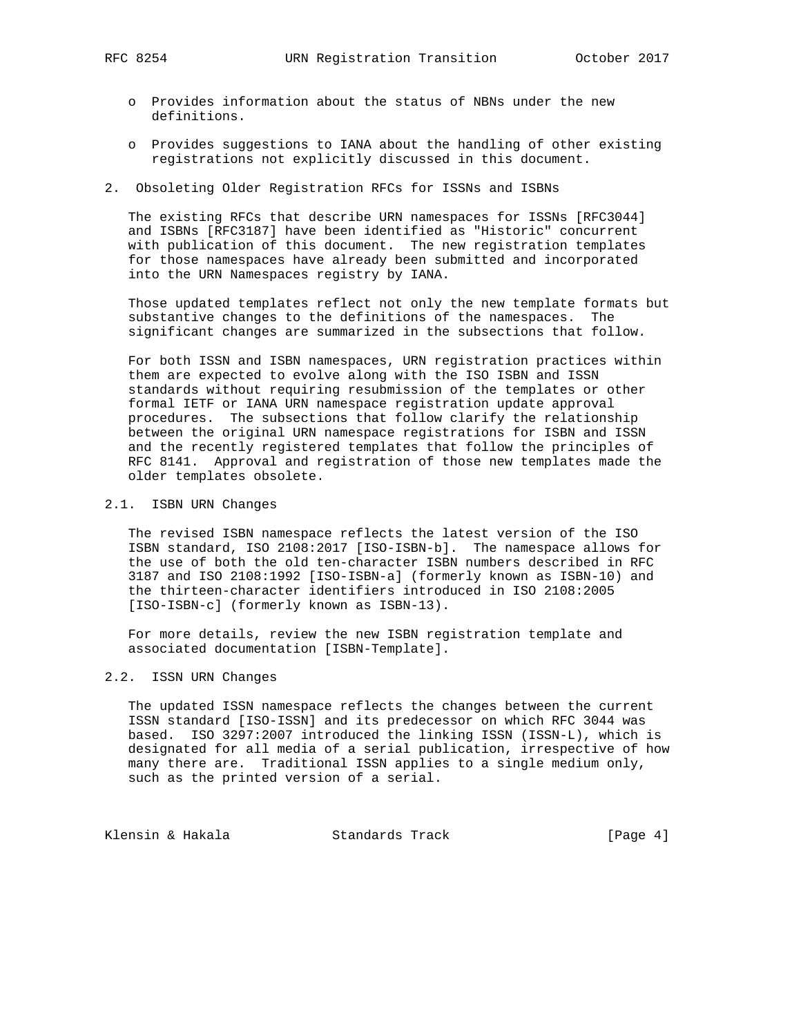- Provides information about the status of NBNs under the new definitions.

- Provides suggestions to IANA about the handling of other existing registrations not explicitly discussed in this document.

## 2. Obsoleting Older Registration RFCs for ISSNs and ISBNs

The existing RFCs that describe URN namespaces for ISSNs [RFC3044] and ISBNs [RFC3187] have been identified as "Historic" concurrent with publication of this document. The new registration templates for those namespaces have already been submitted and incorporated into the URN Namespaces registry by IANA.

Those updated templates reflect not only the new template formats but substantive changes to the definitions of the namespaces. The significant changes are summarized in the subsections that follow.

For both ISSN and ISBN namespaces, URN registration practices within them are expected to evolve along with the ISO ISBN and ISSN standards without requiring resubmission of the templates or other formal IETF or IANA URN namespace registration update approval procedures. The subsections that follow clarify the relationship between the original URN namespace registrations for ISBN and ISSN and the recently registered templates that follow the principles of RFC 8141. Approval and registration of those new templates made the older templates obsolete.

### 2.1. ISBN URN Changes

The revised ISBN namespace reflects the latest version of the ISO ISBN standard, ISO 2108:2017 [ISO-ISBN-b]. The namespace allows for the use of both the old ten-character ISBN numbers described in RFC 3187 and ISO 2108:1992 [ISO-ISBN-a] (formerly known as ISBN-10) and the thirteen-character identifiers introduced in ISO 2108:2005 [ISO-ISBN-c] (formerly known as ISBN-13).

For more details, review the new ISBN registration template and associated documentation [ISBN-Template].

### 2.2. ISSN URN Changes

The updated ISSN namespace reflects the changes between the current ISSN standard [ISO-ISSN] and its predecessor on which RFC 3044 was based. ISO 3297:2007 introduced the linking ISSN (ISSN-L), which is designated for all media of a serial publication, irrespective of how many there are. Traditional ISSN applies to a single medium only, such as the printed version of a serial.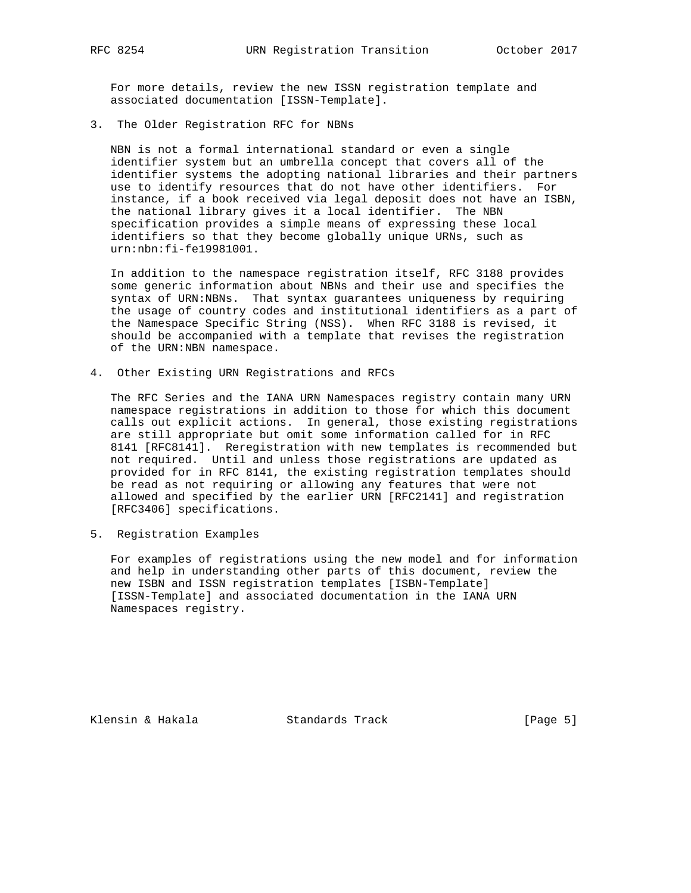For more details, review the new ISSN registration template and associated documentation [ISSN-Template].

## 3. The Older Registration RFC for NBNs

NBN is not a formal international standard or even a single identifier system but an umbrella concept that covers all of the identifier systems the adopting national libraries and their partners use to identify resources that do not have other identifiers. For instance, if a book received via legal deposit does not have an ISBN, the national library gives it a local identifier. The NBN specification provides a simple means of expressing these local identifiers so that they become globally unique URNs, such as urn:nbn:fi-fe19981001.

In addition to the namespace registration itself, RFC 3188 provides some generic information about NBNs and their use and specifies the syntax of URN:NBNs. That syntax guarantees uniqueness by requiring the usage of country codes and institutional identifiers as a part of the Namespace Specific String (NSS). When RFC 3188 is revised, it should be accompanied with a template that revises the registration of the URN:NBN namespace.

## 4. Other Existing URN Registrations and RFCs

The RFC Series and the IANA URN Namespaces registry contain many URN namespace registrations in addition to those for which this document calls out explicit actions. In general, those existing registrations are still appropriate but omit some information called for in RFC 8141 [RFC8141]. Reregistration with new templates is recommended but not required. Until and unless those registrations are updated as provided for in RFC 8141, the existing registration templates should be read as not requiring or allowing any features that were not allowed and specified by the earlier URN [RFC2141] and registration [RFC3406] specifications.

## 5. Registration Examples

For examples of registrations using the new model and for information and help in understanding other parts of this document, review the new ISBN and ISSN registration templates [ISBN-Template] [ISSN-Template] and associated documentation in the IANA URN Namespaces registry.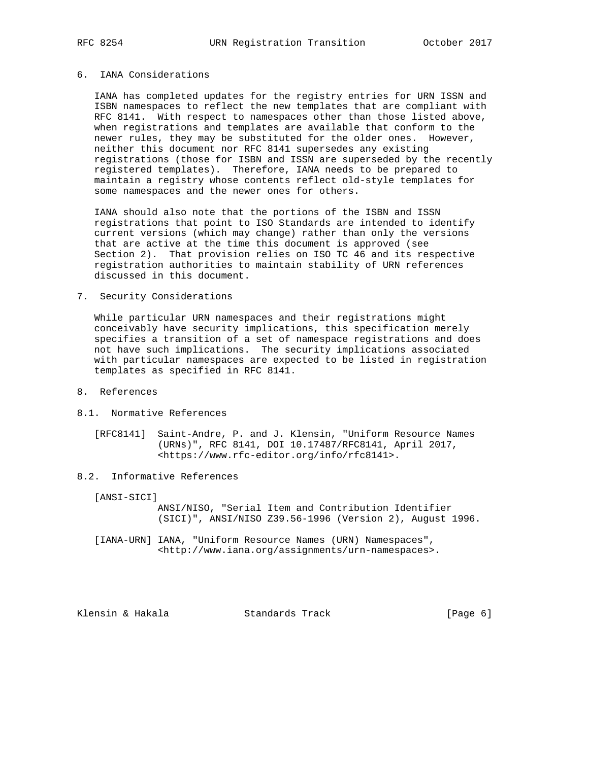## 6. IANA Considerations

IANA has completed updates for the registry entries for URN ISSN and ISBN namespaces to reflect the new templates that are compliant with RFC 8141. With respect to namespaces other than those listed above, when registrations and templates are available that conform to the newer rules, they may be substituted for the older ones. However, neither this document nor RFC 8141 supersedes any existing registrations (those for ISBN and ISSN are superseded by the recently registered templates). Therefore, IANA needs to be prepared to maintain a registry whose contents reflect old-style templates for some namespaces and the newer ones for others.

IANA should also note that the portions of the ISBN and ISSN registrations that point to ISO Standards are intended to identify current versions (which may change) rather than only the versions that are active at the time this document is approved (see Section 2). That provision relies on ISO TC 46 and its respective registration authorities to maintain stability of URN references discussed in this document.

## 7. Security Considerations

While particular URN namespaces and their registrations might conceivably have security implications, this specification merely specifies a transition of a set of namespace registrations and does not have such implications. The security implications associated with particular namespaces are expected to be listed in registration templates as specified in RFC 8141.

## 8. References

### 8.1. Normative References

[RFC8141] Saint-Andre, P. and J. Klensin, "Uniform Resource Names (URNs)", RFC 8141, DOI 10.17487/RFC8141, April 2017, <https://www.rfc-editor.org/info/rfc8141>.

### 8.2. Informative References

[ANSI-SICI] ANSI/NISO, "Serial Item and Contribution Identifier (SICI)", ANSI/NISO Z39.56-1996 (Version 2), August 1996.

[IANA-URN] IANA, "Uniform Resource Names (URN) Namespaces", <http://www.iana.org/assignments/urn-namespaces>.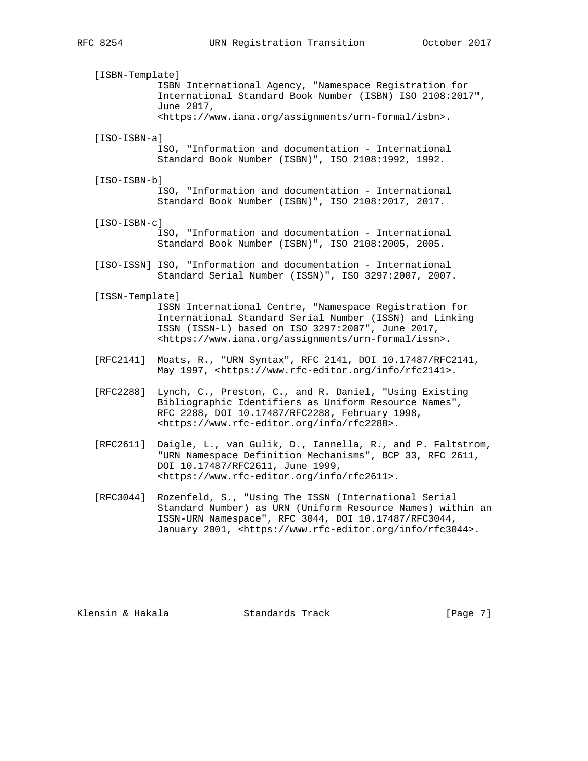[ISBN-Template]
ISBN International Agency, "Namespace Registration for International Standard Book Number (ISBN) ISO 2108:2017", June 2017, <https://www.iana.org/assignments/urn-formal/isbn>.

[ISO-ISBN-a]
ISO, "Information and documentation - International Standard Book Number (ISBN)", ISO 2108:1992, 1992.

[ISO-ISBN-b]
ISO, "Information and documentation - International Standard Book Number (ISBN)", ISO 2108:2017, 2017.

[ISO-ISBN-c]
ISO, "Information and documentation - International Standard Book Number (ISBN)", ISO 2108:2005, 2005.

[ISO-ISSN] ISO, "Information and documentation - International Standard Serial Number (ISSN)", ISO 3297:2007, 2007.

[ISSN-Template]
ISSN International Centre, "Namespace Registration for International Standard Serial Number (ISSN) and Linking ISSN (ISSN-L) based on ISO 3297:2007", June 2017, <https://www.iana.org/assignments/urn-formal/issn>.

[RFC2141] Moats, R., "URN Syntax", RFC 2141, DOI 10.17487/RFC2141, May 1997, <https://www.rfc-editor.org/info/rfc2141>.

[RFC2288] Lynch, C., Preston, C., and R. Daniel, "Using Existing Bibliographic Identifiers as Uniform Resource Names", RFC 2288, DOI 10.17487/RFC2288, February 1998, <https://www.rfc-editor.org/info/rfc2288>.

[RFC2611] Daigle, L., van Gulik, D., Iannella, R., and P. Faltstrom, "URN Namespace Definition Mechanisms", BCP 33, RFC 2611, DOI 10.17487/RFC2611, June 1999, <https://www.rfc-editor.org/info/rfc2611>.

[RFC3044] Rozenfeld, S., "Using The ISSN (International Serial Standard Number) as URN (Uniform Resource Names) within an ISSN-URN Namespace", RFC 3044, DOI 10.17487/RFC3044, January 2001, <https://www.rfc-editor.org/info/rfc3044>.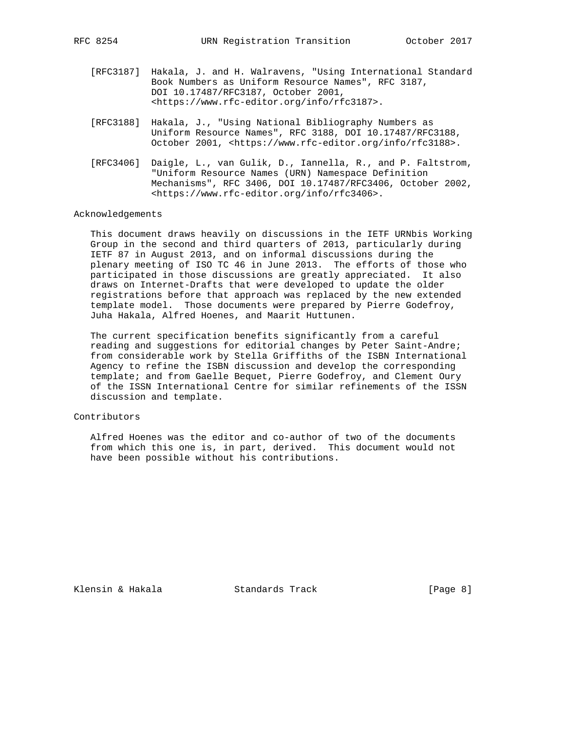[RFC3187] Hakala, J. and H. Walravens, "Using International Standard Book Numbers as Uniform Resource Names", RFC 3187, DOI 10.17487/RFC3187, October 2001, <https://www.rfc-editor.org/info/rfc3187>.

[RFC3188] Hakala, J., "Using National Bibliography Numbers as Uniform Resource Names", RFC 3188, DOI 10.17487/RFC3188, October 2001, <https://www.rfc-editor.org/info/rfc3188>.

[RFC3406] Daigle, L., van Gulik, D., Iannella, R., and P. Faltstrom, "Uniform Resource Names (URN) Namespace Definition Mechanisms", RFC 3406, DOI 10.17487/RFC3406, October 2002, <https://www.rfc-editor.org/info/rfc3406>.

## Acknowledgements

This document draws heavily on discussions in the IETF URNbis Working Group in the second and third quarters of 2013, particularly during IETF 87 in August 2013, and on informal discussions during the plenary meeting of ISO TC 46 in June 2013. The efforts of those who participated in those discussions are greatly appreciated. It also draws on Internet-Drafts that were developed to update the older registrations before that approach was replaced by the new extended template model. Those documents were prepared by Pierre Godefroy, Juha Hakala, Alfred Hoenes, and Maarit Huttunen.

The current specification benefits significantly from a careful reading and suggestions for editorial changes by Peter Saint-Andre; from considerable work by Stella Griffiths of the ISBN International Agency to refine the ISBN discussion and develop the corresponding template; and from Gaelle Bequet, Pierre Godefroy, and Clement Oury of the ISSN International Centre for similar refinements of the ISSN discussion and template.

## Contributors

Alfred Hoenes was the editor and co-author of two of the documents from which this one is, in part, derived. This document would not have been possible without his contributions.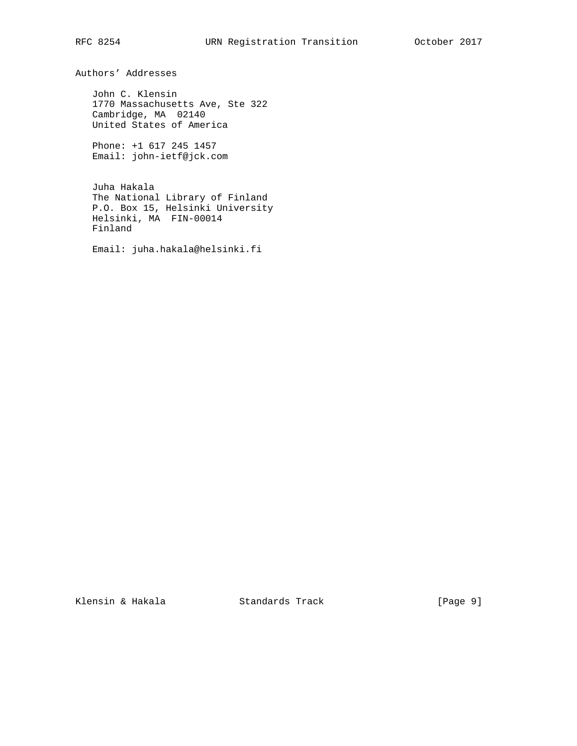## Authors' Addresses

John C. Klensin
1770 Massachusetts Ave, Ste 322
Cambridge, MA  02140
United States of America

Phone: +1 617 245 1457
Email: john-ietf@jck.com

Juha Hakala
The National Library of Finland
P.O. Box 15, Helsinki University
Helsinki, MA  FIN-00014
Finland

Email: juha.hakala@helsinki.fi